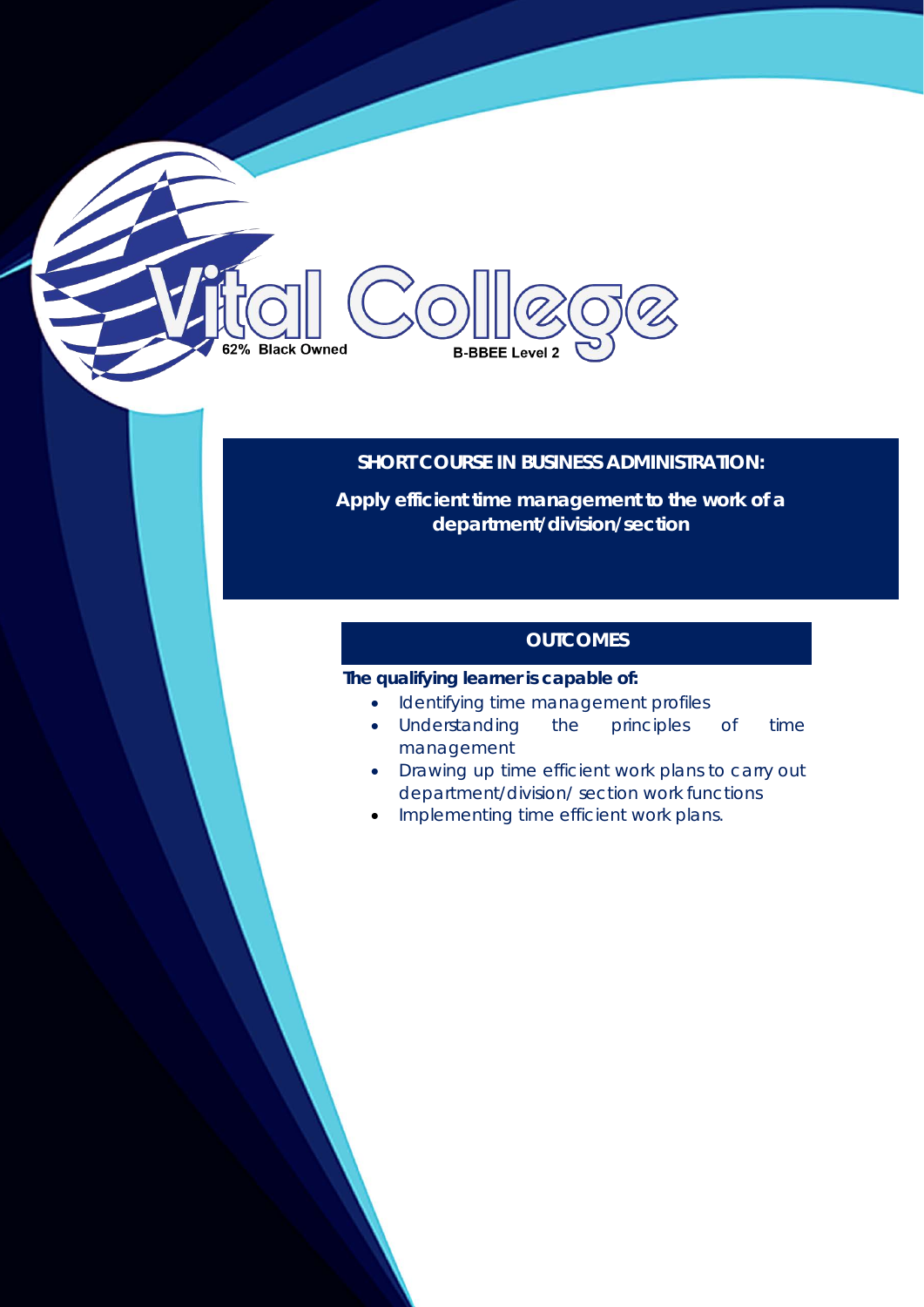Vital College

62% Black Owned

B-BBEE Level 2

## SHORT COURSE IN BUSINESS ADMINISTRATION:

**Apply efficient time management to the work of a department/division/section**

### OUTCOMES

**The qualifying learner is capable of:**

- Identifying time management profiles
- Understanding the principles of time management
- Drawing up time efficient work plans to carry out department/division/ section work functions
- Implementing time efficient work plans.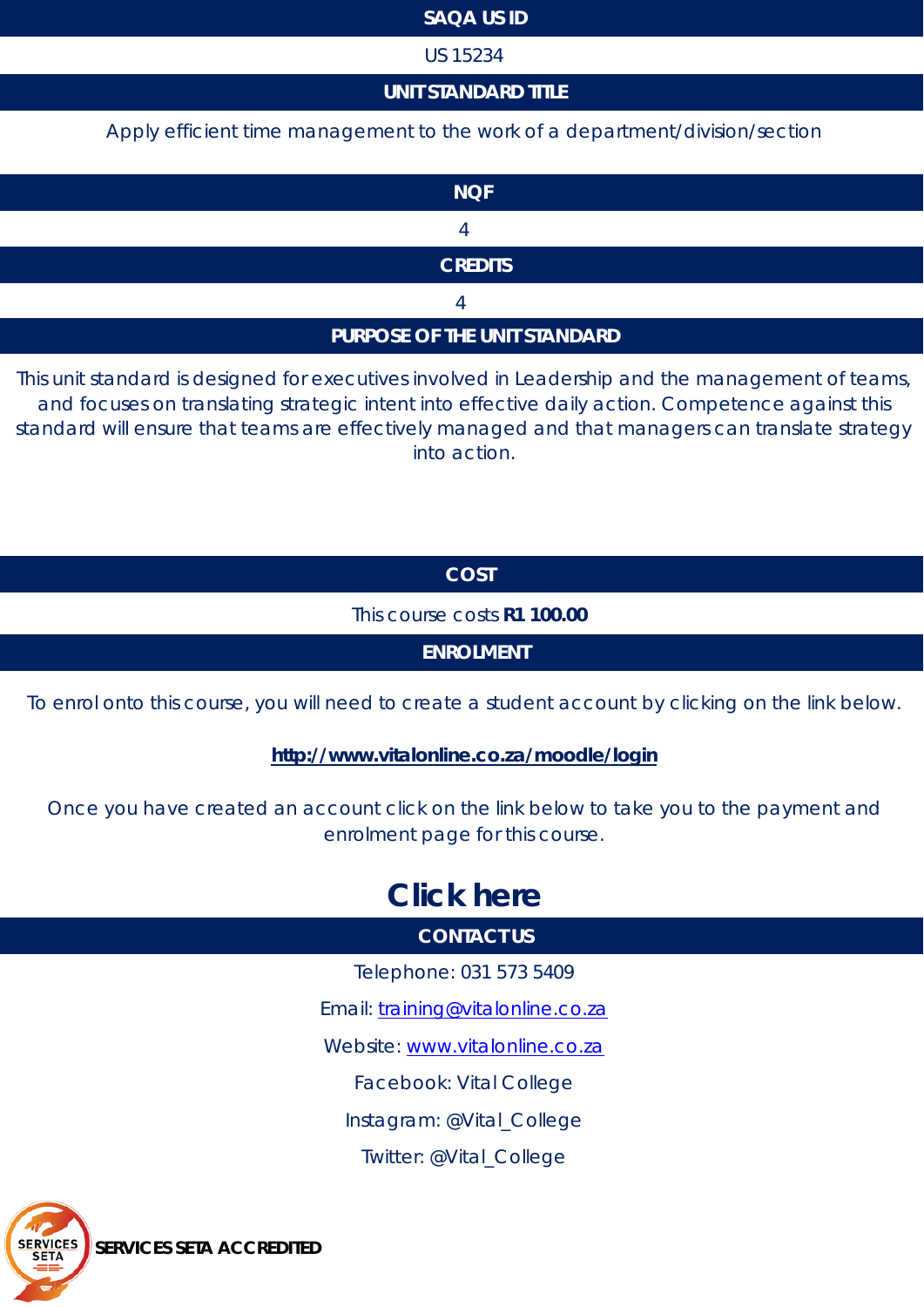## SAQA US ID

US 15234

## UNIT STANDARD TITLE

Apply efficient time management to the work of a department/division/section

## NQF

4

## CREDITS

4

## PURPOSE OF THE UNIT STANDARD

This unit standard is designed for executives involved in Leadership and the management of teams, and focuses on translating strategic intent into effective daily action. Competence against this standard will ensure that teams are effectively managed and that managers can translate strategy into action.

## COST

This course costs **R1 100.00**

## ENROLMENT

To enrol onto this course, you will need to create a student account by clicking on the link below.

**http://www.vitalonline.co.za/moodle/login**

Once you have created an account click on the link below to take you to the payment and enrolment page for this course.

# Click here

## CONTACT US

Telephone: 031 573 5409

Email: training@vitalonline.co.za

Website: www.vitalonline.co.za

Facebook: Vital College

Instagram: @Vital_College

Twitter: @Vital_College

SERVICES SETA

**SERVICES SETA ACCREDITED**